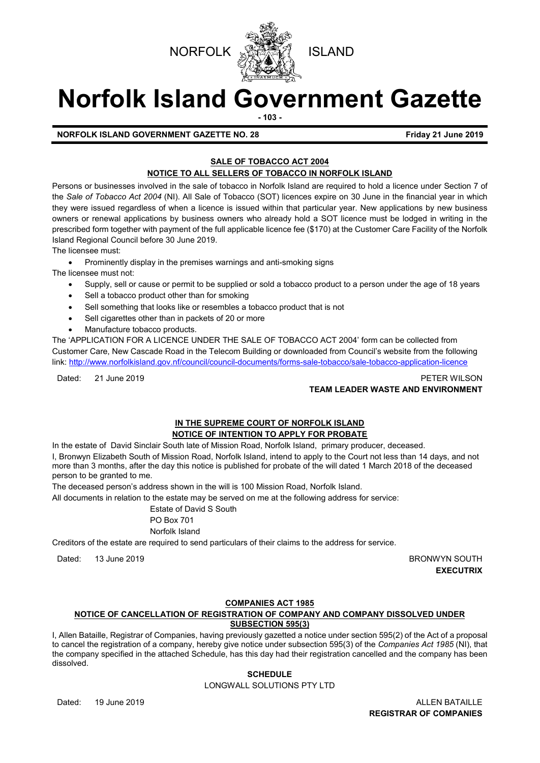NORFOLK ISLAND

# Norfolk Island Government Gazette

**NORFOLK ISLAND GOVERNMENT GAZETTE NO. 28** **Friday 21 June 2019**

## SALE OF TOBACCO ACT 2004

### NOTICE TO ALL SELLERS OF TOBACCO IN NORFOLK ISLAND

Persons or businesses involved in the sale of tobacco in Norfolk Island are required to hold a licence under Section 7 of the *Sale of Tobacco Act 2004* (NI). All Sale of Tobacco (SOT) licences expire on 30 June in the financial year in which they were issued regardless of when a licence is issued within that particular year. New applications by new business owners or renewal applications by business owners who already hold a SOT licence must be lodged in writing in the prescribed form together with payment of the full applicable licence fee ($170) at the Customer Care Facility of the Norfolk Island Regional Council before 30 June 2019.

The licensee must:

- Prominently display in the premises warnings and anti-smoking signs

The licensee must not:

- Supply, sell or cause or permit to be supplied or sold a tobacco product to a person under the age of 18 years
- Sell a tobacco product other than for smoking
- Sell something that looks like or resembles a tobacco product that is not
- Sell cigarettes other than in packets of 20 or more
- Manufacture tobacco products.

The 'APPLICATION FOR A LICENCE UNDER THE SALE OF TOBACCO ACT 2004' form can be collected from Customer Care, New Cascade Road in the Telecom Building or downloaded from Council's website from the following link: http://www.norfolkisland.gov.nf/council/council-documents/forms-sale-tobacco/sale-tobacco-application-licence

Dated: 21 June 2019

PETER WILSON
**TEAM LEADER WASTE AND ENVIRONMENT**

## IN THE SUPREME COURT OF NORFOLK ISLAND

### NOTICE OF INTENTION TO APPLY FOR PROBATE

In the estate of David Sinclair South late of Mission Road, Norfolk Island, primary producer, deceased.

I, Bronwyn Elizabeth South of Mission Road, Norfolk Island, intend to apply to the Court not less than 14 days, and not more than 3 months, after the day this notice is published for probate of the will dated 1 March 2018 of the deceased person to be granted to me.

The deceased person's address shown in the will is 100 Mission Road, Norfolk Island.

All documents in relation to the estate may be served on me at the following address for service:

Estate of David S South
PO Box 701
Norfolk Island

Creditors of the estate are required to send particulars of their claims to the address for service.

Dated: 13 June 2019

BRONWYN SOUTH
**EXECUTRIX**

## COMPANIES ACT 1985

### NOTICE OF CANCELLATION OF REGISTRATION OF COMPANY AND COMPANY DISSOLVED UNDER SUBSECTION 595(3)

I, Allen Bataille, Registrar of Companies, having previously gazetted a notice under section 595(2) of the Act of a proposal to cancel the registration of a company, hereby give notice under subsection 595(3) of the *Companies Act 1985* (NI), that the company specified in the attached Schedule, has this day had their registration cancelled and the company has been dissolved.

**SCHEDULE**

LONGWALL SOLUTIONS PTY LTD

Dated: 19 June 2019

ALLEN BATAILLE
**REGISTRAR OF COMPANIES**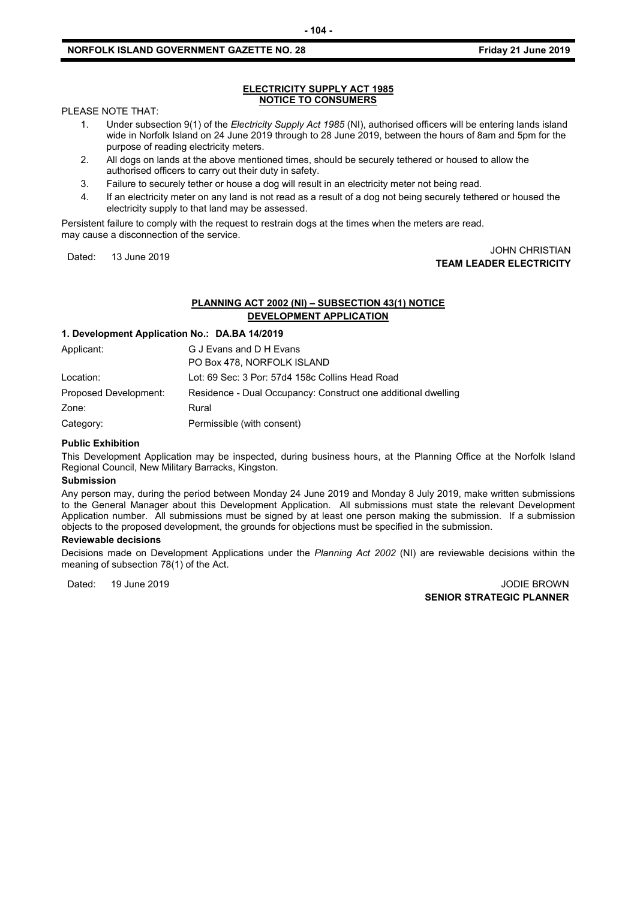## ELECTRICITY SUPPLY ACT 1985
## NOTICE TO CONSUMERS

PLEASE NOTE THAT:

1. Under subsection 9(1) of the *Electricity Supply Act 1985* (NI), authorised officers will be entering lands island wide in Norfolk Island on 24 June 2019 through to 28 June 2019, between the hours of 8am and 5pm for the purpose of reading electricity meters.
2. All dogs on lands at the above mentioned times, should be securely tethered or housed to allow the authorised officers to carry out their duty in safety.
3. Failure to securely tether or house a dog will result in an electricity meter not being read.
4. If an electricity meter on any land is not read as a result of a dog not being securely tethered or housed the electricity supply to that land may be assessed.

Persistent failure to comply with the request to restrain dogs at the times when the meters are read. may cause a disconnection of the service.

Dated: 13 June 2019

JOHN CHRISTIAN
**TEAM LEADER ELECTRICITY**

## PLANNING ACT 2002 (NI) – SUBSECTION 43(1) NOTICE
## DEVELOPMENT APPLICATION

**1. Development Application No.: DA.BA 14/2019**

| | |
|---|---|
| Applicant: | G J Evans and D H Evans<br>PO Box 478, NORFOLK ISLAND |
| Location: | Lot: 69 Sec: 3 Por: 57d4 158c Collins Head Road |
| Proposed Development: | Residence - Dual Occupancy: Construct one additional dwelling |
| Zone: | Rural |
| Category: | Permissible (with consent) |

**Public Exhibition**

This Development Application may be inspected, during business hours, at the Planning Office at the Norfolk Island Regional Council, New Military Barracks, Kingston.

**Submission**

Any person may, during the period between Monday 24 June 2019 and Monday 8 July 2019, make written submissions to the General Manager about this Development Application. All submissions must state the relevant Development Application number. All submissions must be signed by at least one person making the submission. If a submission objects to the proposed development, the grounds for objections must be specified in the submission.

**Reviewable decisions**

Decisions made on Development Applications under the *Planning Act 2002* (NI) are reviewable decisions within the meaning of subsection 78(1) of the Act.

Dated: 19 June 2019

JODIE BROWN
**SENIOR STRATEGIC PLANNER**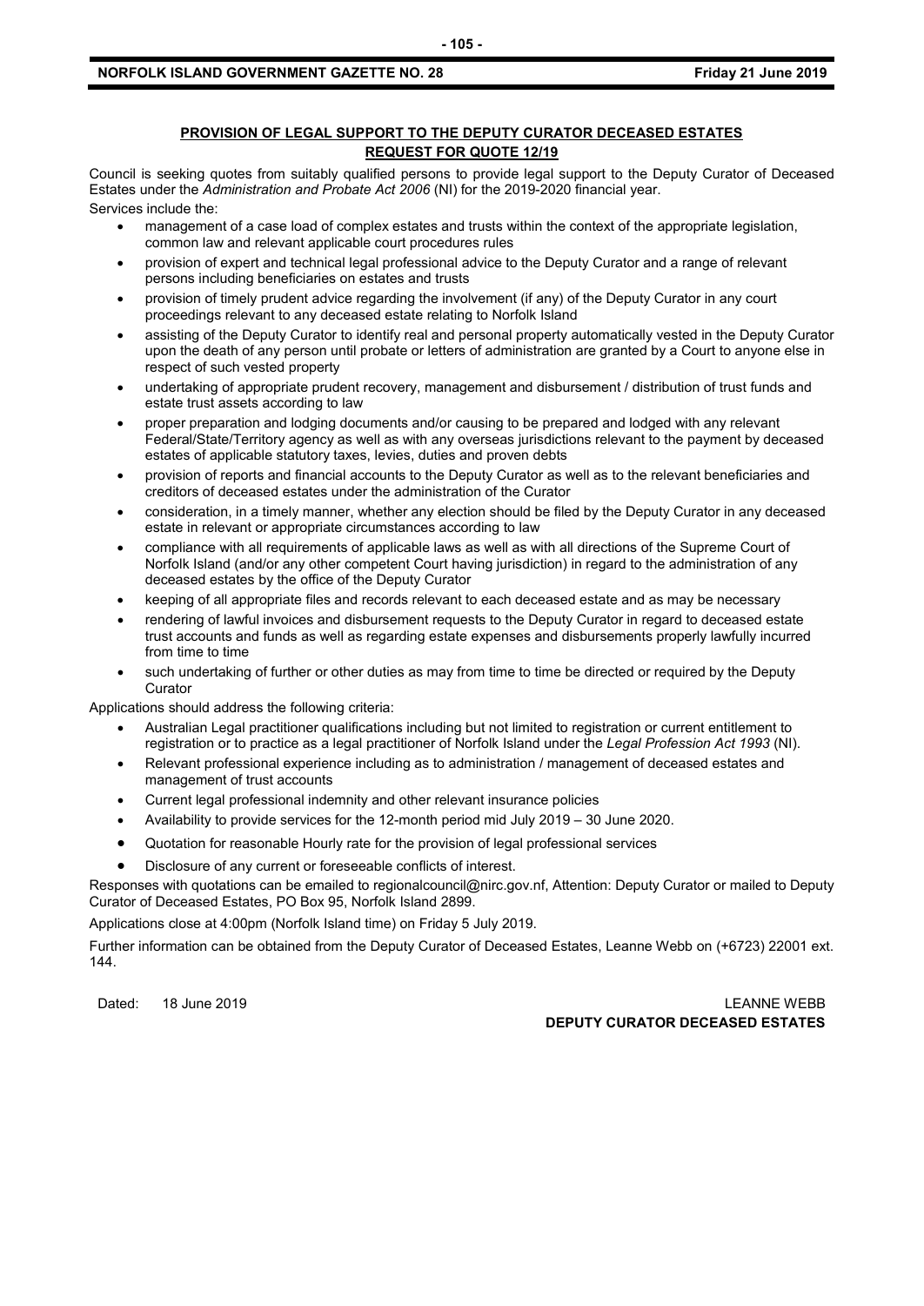## PROVISION OF LEGAL SUPPORT TO THE DEPUTY CURATOR DECEASED ESTATES REQUEST FOR QUOTE 12/19

Council is seeking quotes from suitably qualified persons to provide legal support to the Deputy Curator of Deceased Estates under the *Administration and Probate Act 2006* (NI) for the 2019-2020 financial year.

Services include the:

- management of a case load of complex estates and trusts within the context of the appropriate legislation, common law and relevant applicable court procedures rules
- provision of expert and technical legal professional advice to the Deputy Curator and a range of relevant persons including beneficiaries on estates and trusts
- provision of timely prudent advice regarding the involvement (if any) of the Deputy Curator in any court proceedings relevant to any deceased estate relating to Norfolk Island
- assisting of the Deputy Curator to identify real and personal property automatically vested in the Deputy Curator upon the death of any person until probate or letters of administration are granted by a Court to anyone else in respect of such vested property
- undertaking of appropriate prudent recovery, management and disbursement / distribution of trust funds and estate trust assets according to law
- proper preparation and lodging documents and/or causing to be prepared and lodged with any relevant Federal/State/Territory agency as well as with any overseas jurisdictions relevant to the payment by deceased estates of applicable statutory taxes, levies, duties and proven debts
- provision of reports and financial accounts to the Deputy Curator as well as to the relevant beneficiaries and creditors of deceased estates under the administration of the Curator
- consideration, in a timely manner, whether any election should be filed by the Deputy Curator in any deceased estate in relevant or appropriate circumstances according to law
- compliance with all requirements of applicable laws as well as with all directions of the Supreme Court of Norfolk Island (and/or any other competent Court having jurisdiction) in regard to the administration of any deceased estates by the office of the Deputy Curator
- keeping of all appropriate files and records relevant to each deceased estate and as may be necessary
- rendering of lawful invoices and disbursement requests to the Deputy Curator in regard to deceased estate trust accounts and funds as well as regarding estate expenses and disbursements properly lawfully incurred from time to time
- such undertaking of further or other duties as may from time to time be directed or required by the Deputy Curator

Applications should address the following criteria:

- Australian Legal practitioner qualifications including but not limited to registration or current entitlement to registration or to practice as a legal practitioner of Norfolk Island under the *Legal Profession Act 1993* (NI).
- Relevant professional experience including as to administration / management of deceased estates and management of trust accounts
- Current legal professional indemnity and other relevant insurance policies
- Availability to provide services for the 12-month period mid July 2019 – 30 June 2020.
- Quotation for reasonable Hourly rate for the provision of legal professional services
- Disclosure of any current or foreseeable conflicts of interest.

Responses with quotations can be emailed to regionalcouncil@nirc.gov.nf, Attention: Deputy Curator or mailed to Deputy Curator of Deceased Estates, PO Box 95, Norfolk Island 2899.

Applications close at 4:00pm (Norfolk Island time) on Friday 5 July 2019.

Further information can be obtained from the Deputy Curator of Deceased Estates, Leanne Webb on (+6723) 22001 ext. 144.

Dated: 18 June 2019

LEANNE WEBB
**DEPUTY CURATOR DECEASED ESTATES**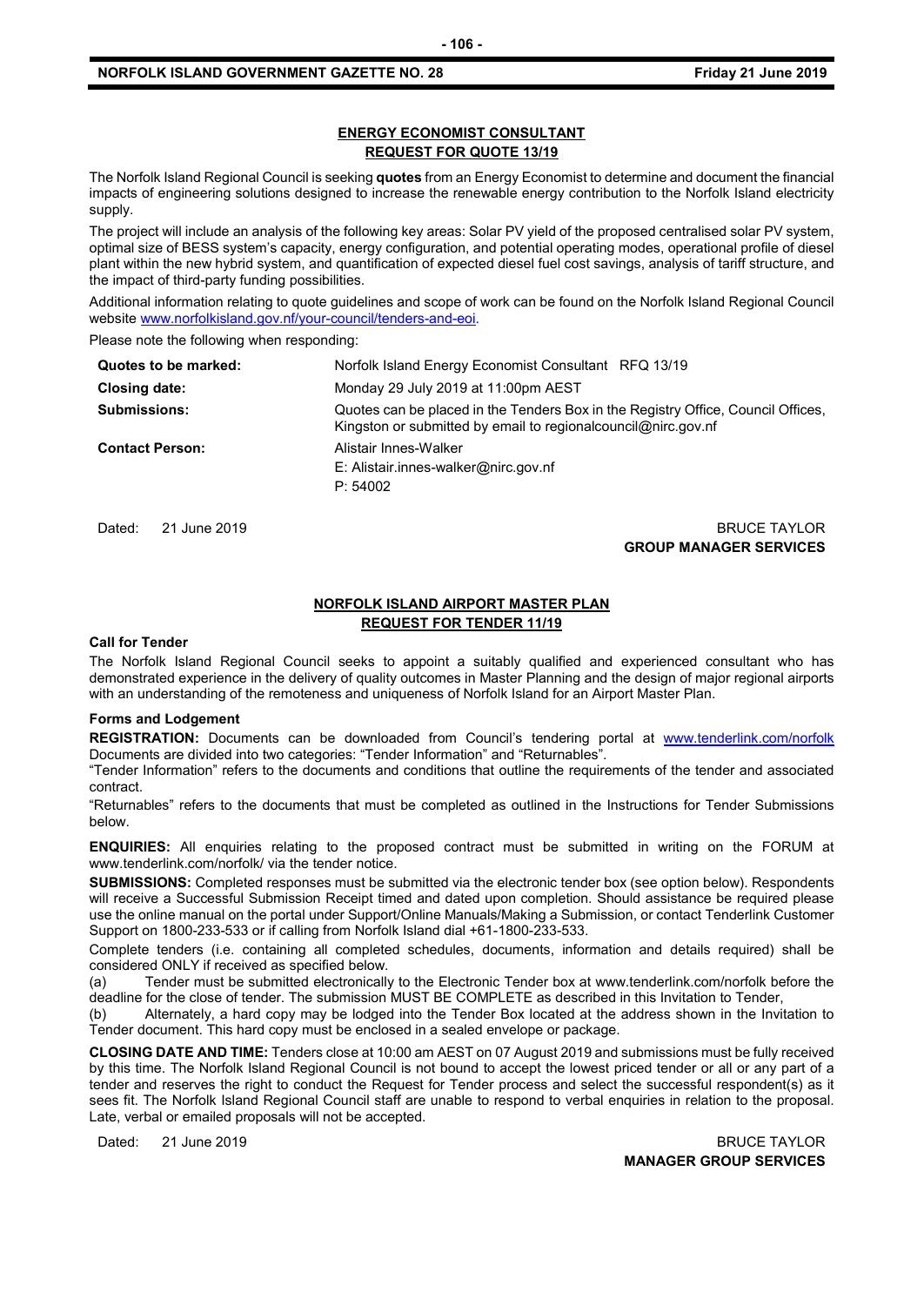## ENERGY ECONOMIST CONSULTANT
## REQUEST FOR QUOTE 13/19

The Norfolk Island Regional Council is seeking **quotes** from an Energy Economist to determine and document the financial impacts of engineering solutions designed to increase the renewable energy contribution to the Norfolk Island electricity supply.

The project will include an analysis of the following key areas: Solar PV yield of the proposed centralised solar PV system, optimal size of BESS system's capacity, energy configuration, and potential operating modes, operational profile of diesel plant within the new hybrid system, and quantification of expected diesel fuel cost savings, analysis of tariff structure, and the impact of third-party funding possibilities.

Additional information relating to quote guidelines and scope of work can be found on the Norfolk Island Regional Council website www.norfolkisland.gov.nf/your-council/tenders-and-eoi.

Please note the following when responding:

| | |
|---|---|
| **Quotes to be marked:** | Norfolk Island Energy Economist Consultant RFQ 13/19 |
| **Closing date:** | Monday 29 July 2019 at 11:00pm AEST |
| **Submissions:** | Quotes can be placed in the Tenders Box in the Registry Office, Council Offices, Kingston or submitted by email to regionalcouncil@nirc.gov.nf |
| **Contact Person:** | Alistair Innes-Walker<br>E: Alistair.innes-walker@nirc.gov.nf<br>P: 54002 |

Dated: 21 June 2019

BRUCE TAYLOR
**GROUP MANAGER SERVICES**

## NORFOLK ISLAND AIRPORT MASTER PLAN
## REQUEST FOR TENDER 11/19

**Call for Tender**

The Norfolk Island Regional Council seeks to appoint a suitably qualified and experienced consultant who has demonstrated experience in the delivery of quality outcomes in Master Planning and the design of major regional airports with an understanding of the remoteness and uniqueness of Norfolk Island for an Airport Master Plan.

**Forms and Lodgement**

**REGISTRATION:** Documents can be downloaded from Council's tendering portal at www.tenderlink.com/norfolk Documents are divided into two categories: "Tender Information" and "Returnables".

"Tender Information" refers to the documents and conditions that outline the requirements of the tender and associated contract.

"Returnables" refers to the documents that must be completed as outlined in the Instructions for Tender Submissions below.

**ENQUIRIES:** All enquiries relating to the proposed contract must be submitted in writing on the FORUM at www.tenderlink.com/norfolk/ via the tender notice.

**SUBMISSIONS:** Completed responses must be submitted via the electronic tender box (see option below). Respondents will receive a Successful Submission Receipt timed and dated upon completion. Should assistance be required please use the online manual on the portal under Support/Online Manuals/Making a Submission, or contact Tenderlink Customer Support on 1800-233-533 or if calling from Norfolk Island dial +61-1800-233-533.

Complete tenders (i.e. containing all completed schedules, documents, information and details required) shall be considered ONLY if received as specified below.

(a) Tender must be submitted electronically to the Electronic Tender box at www.tenderlink.com/norfolk before the deadline for the close of tender. The submission MUST BE COMPLETE as described in this Invitation to Tender,

(b) Alternately, a hard copy may be lodged into the Tender Box located at the address shown in the Invitation to Tender document. This hard copy must be enclosed in a sealed envelope or package.

**CLOSING DATE AND TIME:** Tenders close at 10:00 am AEST on 07 August 2019 and submissions must be fully received by this time. The Norfolk Island Regional Council is not bound to accept the lowest priced tender or all or any part of a tender and reserves the right to conduct the Request for Tender process and select the successful respondent(s) as it sees fit. The Norfolk Island Regional Council staff are unable to respond to verbal enquiries in relation to the proposal. Late, verbal or emailed proposals will not be accepted.

Dated: 21 June 2019

BRUCE TAYLOR
**MANAGER GROUP SERVICES**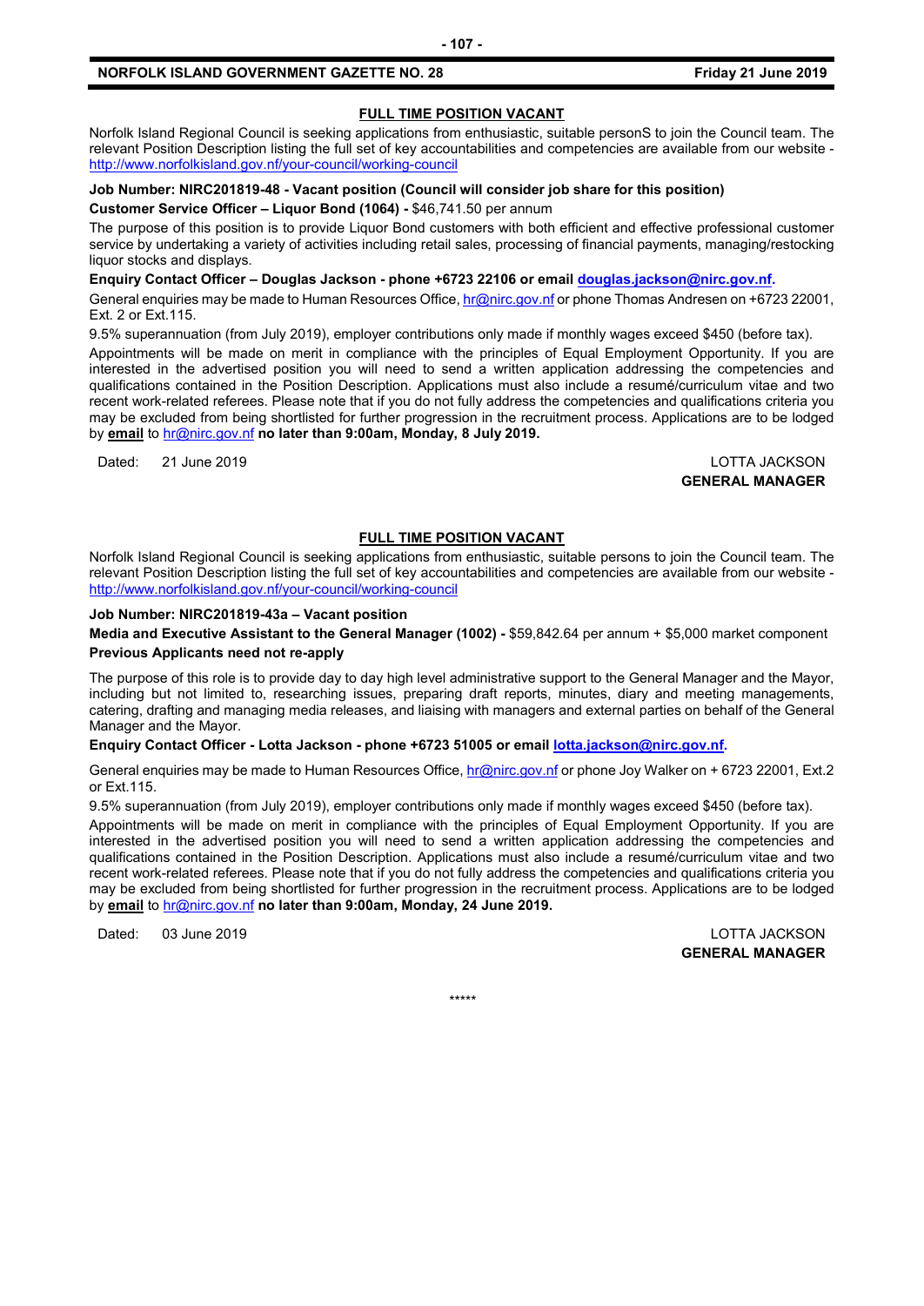## FULL TIME POSITION VACANT

Norfolk Island Regional Council is seeking applications from enthusiastic, suitable personS to join the Council team. The relevant Position Description listing the full set of key accountabilities and competencies are available from our website - http://www.norfolkisland.gov.nf/your-council/working-council

**Job Number: NIRC201819-48 - Vacant position (Council will consider job share for this position)**

**Customer Service Officer – Liquor Bond (1064) -** $46,741.50 per annum

The purpose of this position is to provide Liquor Bond customers with both efficient and effective professional customer service by undertaking a variety of activities including retail sales, processing of financial payments, managing/restocking liquor stocks and displays.

**Enquiry Contact Officer – Douglas Jackson - phone +6723 22106 or email douglas.jackson@nirc.gov.nf.**

General enquiries may be made to Human Resources Office, hr@nirc.gov.nf or phone Thomas Andresen on +6723 22001, Ext. 2 or Ext.115.

9.5% superannuation (from July 2019), employer contributions only made if monthly wages exceed $450 (before tax).

Appointments will be made on merit in compliance with the principles of Equal Employment Opportunity. If you are interested in the advertised position you will need to send a written application addressing the competencies and qualifications contained in the Position Description. Applications must also include a resumé/curriculum vitae and two recent work-related referees. Please note that if you do not fully address the competencies and qualifications criteria you may be excluded from being shortlisted for further progression in the recruitment process. Applications are to be lodged by **email** to hr@nirc.gov.nf **no later than 9:00am, Monday, 8 July 2019.**

Dated: 21 June 2019

LOTTA JACKSON
**GENERAL MANAGER**

## FULL TIME POSITION VACANT

Norfolk Island Regional Council is seeking applications from enthusiastic, suitable persons to join the Council team. The relevant Position Description listing the full set of key accountabilities and competencies are available from our website - http://www.norfolkisland.gov.nf/your-council/working-council

**Job Number: NIRC201819-43a – Vacant position**

**Media and Executive Assistant to the General Manager (1002) -** $59,842.64 per annum + $5,000 market component

**Previous Applicants need not re-apply**

The purpose of this role is to provide day to day high level administrative support to the General Manager and the Mayor, including but not limited to, researching issues, preparing draft reports, minutes, diary and meeting managements, catering, drafting and managing media releases, and liaising with managers and external parties on behalf of the General Manager and the Mayor.

**Enquiry Contact Officer - Lotta Jackson - phone +6723 51005 or email lotta.jackson@nirc.gov.nf.**

General enquiries may be made to Human Resources Office, hr@nirc.gov.nf or phone Joy Walker on + 6723 22001, Ext.2 or Ext.115.

9.5% superannuation (from July 2019), employer contributions only made if monthly wages exceed $450 (before tax).

Appointments will be made on merit in compliance with the principles of Equal Employment Opportunity. If you are interested in the advertised position you will need to send a written application addressing the competencies and qualifications contained in the Position Description. Applications must also include a resumé/curriculum vitae and two recent work-related referees. Please note that if you do not fully address the competencies and qualifications criteria you may be excluded from being shortlisted for further progression in the recruitment process. Applications are to be lodged by **email** to hr@nirc.gov.nf **no later than 9:00am, Monday, 24 June 2019.**

Dated: 03 June 2019

LOTTA JACKSON
**GENERAL MANAGER**

*****